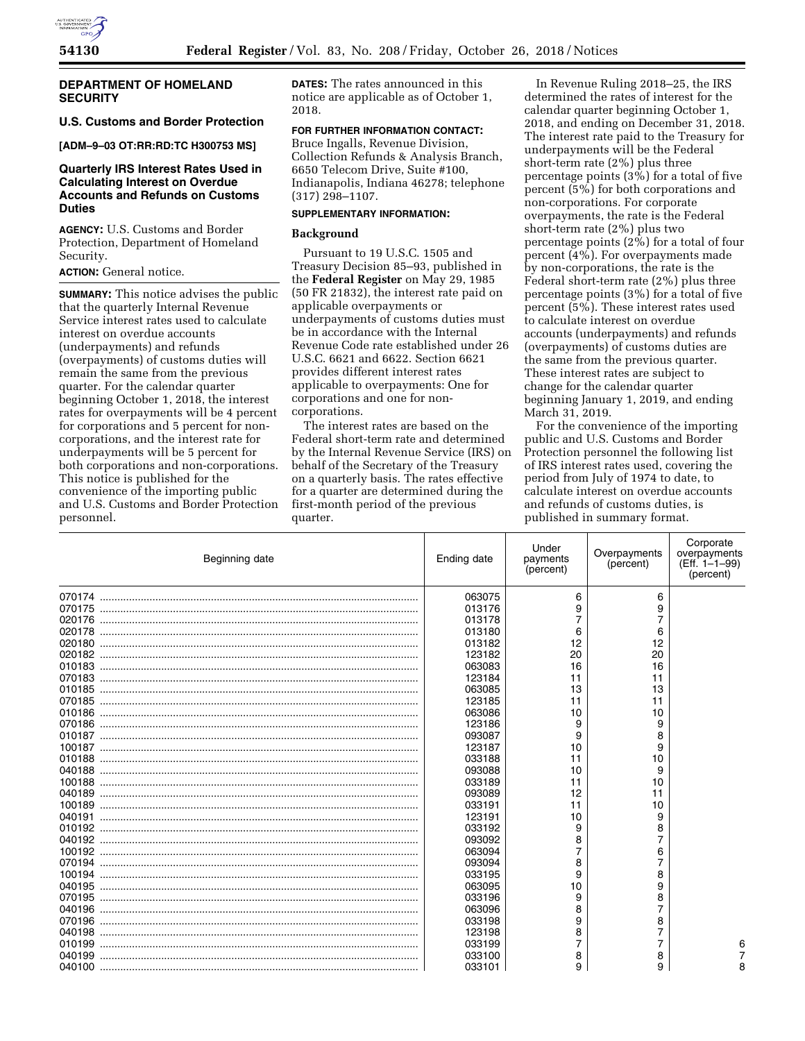## DEPARTMENT OF HOMELAND SECURITY

### U.S. Customs and Border Protection

**[ADM–9–03 OT:RR:RD:TC H300753 MS]**

### Quarterly IRS Interest Rates Used in Calculating Interest on Overdue Accounts and Refunds on Customs Duties

**AGENCY:** U.S. Customs and Border Protection, Department of Homeland Security.

**ACTION:** General notice.

**SUMMARY:** This notice advises the public that the quarterly Internal Revenue Service interest rates used to calculate interest on overdue accounts (underpayments) and refunds (overpayments) of customs duties will remain the same from the previous quarter. For the calendar quarter beginning October 1, 2018, the interest rates for overpayments will be 4 percent for corporations and 5 percent for non-corporations, and the interest rate for underpayments will be 5 percent for both corporations and non-corporations. This notice is published for the convenience of the importing public and U.S. Customs and Border Protection personnel.

**DATES:** The rates announced in this notice are applicable as of October 1, 2018.

**FOR FURTHER INFORMATION CONTACT:** Bruce Ingalls, Revenue Division, Collection Refunds & Analysis Branch, 6650 Telecom Drive, Suite #100, Indianapolis, Indiana 46278; telephone (317) 298–1107.

**SUPPLEMENTARY INFORMATION:**

### Background

Pursuant to 19 U.S.C. 1505 and Treasury Decision 85–93, published in the **Federal Register** on May 29, 1985 (50 FR 21832), the interest rate paid on applicable overpayments or underpayments of customs duties must be in accordance with the Internal Revenue Code rate established under 26 U.S.C. 6621 and 6622. Section 6621 provides different interest rates applicable to overpayments: One for corporations and one for non-corporations.

The interest rates are based on the Federal short-term rate and determined by the Internal Revenue Service (IRS) on behalf of the Secretary of the Treasury on a quarterly basis. The rates effective for a quarter are determined during the first-month period of the previous quarter.

In Revenue Ruling 2018–25, the IRS determined the rates of interest for the calendar quarter beginning October 1, 2018, and ending on December 31, 2018. The interest rate paid to the Treasury for underpayments will be the Federal short-term rate (2%) plus three percentage points (3%) for a total of five percent (5%) for both corporations and non-corporations. For corporate overpayments, the rate is the Federal short-term rate (2%) plus two percentage points (2%) for a total of four percent (4%). For overpayments made by non-corporations, the rate is the Federal short-term rate (2%) plus three percentage points (3%) for a total of five percent (5%). These interest rates used to calculate interest on overdue accounts (underpayments) and refunds (overpayments) of customs duties are the same from the previous quarter. These interest rates are subject to change for the calendar quarter beginning January 1, 2019, and ending March 31, 2019.

For the convenience of the importing public and U.S. Customs and Border Protection personnel the following list of IRS interest rates used, covering the period from July of 1974 to date, to calculate interest on overdue accounts and refunds of customs duties, is published in summary format.

| Beginning date | Ending date | Under payments (percent) | Overpayments (percent) | Corporate overpayments (Eff. 1–1–99) (percent) |
|---|---|---|---|---|
| 070174 | 063075 | 6 | 6 | |
| 070175 | 013176 | 9 | 9 | |
| 020176 | 013178 | 7 | 7 | |
| 020178 | 013180 | 6 | 6 | |
| 020180 | 013182 | 12 | 12 | |
| 020182 | 123182 | 20 | 20 | |
| 010183 | 063083 | 16 | 16 | |
| 070183 | 123184 | 11 | 11 | |
| 010185 | 063085 | 13 | 13 | |
| 070185 | 123185 | 11 | 11 | |
| 010186 | 063086 | 10 | 10 | |
| 070186 | 123186 | 9 | 9 | |
| 010187 | 093087 | 9 | 8 | |
| 100187 | 123187 | 10 | 9 | |
| 010188 | 033188 | 11 | 10 | |
| 040188 | 093088 | 10 | 9 | |
| 100188 | 033189 | 11 | 10 | |
| 040189 | 093089 | 12 | 11 | |
| 100189 | 033191 | 11 | 10 | |
| 040191 | 123191 | 10 | 9 | |
| 010192 | 033192 | 9 | 8 | |
| 040192 | 093092 | 8 | 7 | |
| 100192 | 063094 | 7 | 6 | |
| 070194 | 093094 | 8 | 7 | |
| 100194 | 033195 | 9 | 8 | |
| 040195 | 063095 | 10 | 9 | |
| 070195 | 033196 | 9 | 8 | |
| 040196 | 063096 | 8 | 7 | |
| 070196 | 033198 | 9 | 8 | |
| 040198 | 123198 | 8 | 7 | |
| 010199 | 033199 | 7 | 7 | 6 |
| 040199 | 033100 | 8 | 8 | 7 |
| 040100 | 033101 | 9 | 9 | 8 |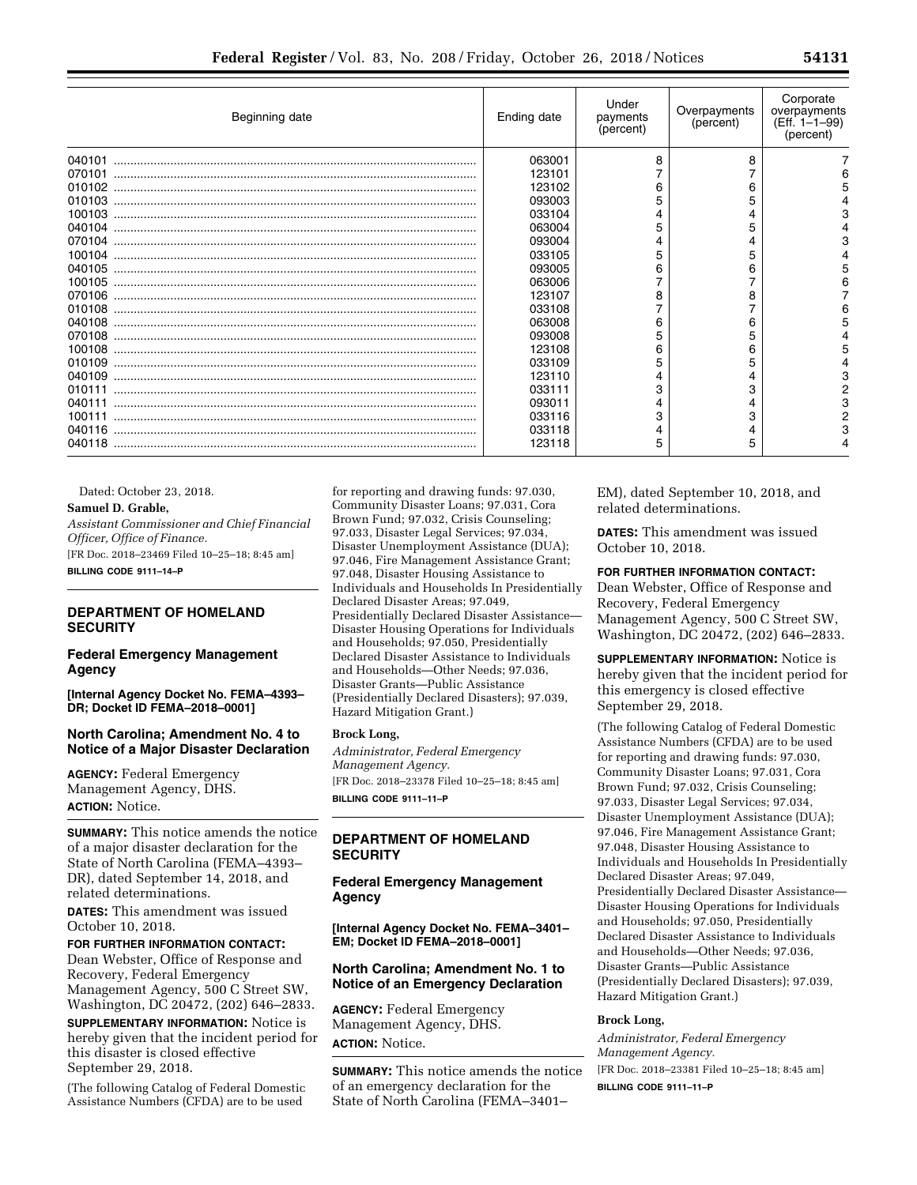| Beginning date | Ending date | Under payments (percent) | Overpayments (percent) | Corporate overpayments (Eff. 1–1–99) (percent) |
|---|---|---|---|---|
| 040101 | 063001 | 8 | 8 | 7 |
| 070101 | 123101 | 7 | 7 | 6 |
| 010102 | 123102 | 6 | 6 | 5 |
| 010103 | 093003 | 5 | 5 | 4 |
| 100103 | 033104 | 4 | 4 | 3 |
| 040104 | 063004 | 5 | 5 | 4 |
| 070104 | 093004 | 4 | 4 | 3 |
| 100104 | 033105 | 5 | 5 | 4 |
| 040105 | 093005 | 6 | 6 | 5 |
| 100105 | 063006 | 7 | 7 | 6 |
| 070106 | 123107 | 8 | 8 | 7 |
| 010108 | 033108 | 7 | 7 | 6 |
| 040108 | 063008 | 6 | 6 | 5 |
| 070108 | 093008 | 5 | 5 | 4 |
| 100108 | 123108 | 6 | 6 | 5 |
| 010109 | 033109 | 5 | 5 | 4 |
| 040109 | 123110 | 4 | 4 | 3 |
| 010111 | 033111 | 3 | 3 | 2 |
| 040111 | 093011 | 4 | 4 | 3 |
| 100111 | 033116 | 3 | 3 | 2 |
| 040116 | 033118 | 4 | 4 | 3 |
| 040118 | 123118 | 5 | 5 | 4 |

Dated: October 23, 2018.

**Samuel D. Grable,**

*Assistant Commissioner and Chief Financial Officer, Office of Finance.*

[FR Doc. 2018–23469 Filed 10–25–18; 8:45 am]

**BILLING CODE 9111–14–P**

## DEPARTMENT OF HOMELAND SECURITY

### Federal Emergency Management Agency

**[Internal Agency Docket No. FEMA–4393–DR; Docket ID FEMA–2018–0001]**

### North Carolina; Amendment No. 4 to Notice of a Major Disaster Declaration

**AGENCY:** Federal Emergency Management Agency, DHS.

**ACTION:** Notice.

**SUMMARY:** This notice amends the notice of a major disaster declaration for the State of North Carolina (FEMA–4393–DR), dated September 14, 2018, and related determinations.

**DATES:** This amendment was issued October 10, 2018.

**FOR FURTHER INFORMATION CONTACT:** Dean Webster, Office of Response and Recovery, Federal Emergency Management Agency, 500 C Street SW, Washington, DC 20472, (202) 646–2833.

**SUPPLEMENTARY INFORMATION:** Notice is hereby given that the incident period for this disaster is closed effective September 29, 2018.

(The following Catalog of Federal Domestic Assistance Numbers (CFDA) are to be used for reporting and drawing funds: 97.030, Community Disaster Loans; 97.031, Cora Brown Fund; 97.032, Crisis Counseling; 97.033, Disaster Legal Services; 97.034, Disaster Unemployment Assistance (DUA); 97.046, Fire Management Assistance Grant; 97.048, Disaster Housing Assistance to Individuals and Households In Presidentially Declared Disaster Areas; 97.049, Presidentially Declared Disaster Assistance—Disaster Housing Operations for Individuals and Households; 97.050, Presidentially Declared Disaster Assistance to Individuals and Households—Other Needs; 97.036, Disaster Grants—Public Assistance (Presidentially Declared Disasters); 97.039, Hazard Mitigation Grant.)

**Brock Long,**

*Administrator, Federal Emergency Management Agency.*

[FR Doc. 2018–23378 Filed 10–25–18; 8:45 am]

**BILLING CODE 9111–11–P**

## DEPARTMENT OF HOMELAND SECURITY

### Federal Emergency Management Agency

**[Internal Agency Docket No. FEMA–3401–EM; Docket ID FEMA–2018–0001]**

### North Carolina; Amendment No. 1 to Notice of an Emergency Declaration

**AGENCY:** Federal Emergency Management Agency, DHS.

**ACTION:** Notice.

**SUMMARY:** This notice amends the notice of an emergency declaration for the State of North Carolina (FEMA–3401–EM), dated September 10, 2018, and related determinations.

**DATES:** This amendment was issued October 10, 2018.

**FOR FURTHER INFORMATION CONTACT:** Dean Webster, Office of Response and Recovery, Federal Emergency Management Agency, 500 C Street SW, Washington, DC 20472, (202) 646–2833.

**SUPPLEMENTARY INFORMATION:** Notice is hereby given that the incident period for this emergency is closed effective September 29, 2018.

(The following Catalog of Federal Domestic Assistance Numbers (CFDA) are to be used for reporting and drawing funds: 97.030, Community Disaster Loans; 97.031, Cora Brown Fund; 97.032, Crisis Counseling; 97.033, Disaster Legal Services; 97.034, Disaster Unemployment Assistance (DUA); 97.046, Fire Management Assistance Grant; 97.048, Disaster Housing Assistance to Individuals and Households In Presidentially Declared Disaster Areas; 97.049, Presidentially Declared Disaster Assistance—Disaster Housing Operations for Individuals and Households; 97.050, Presidentially Declared Disaster Assistance to Individuals and Households—Other Needs; 97.036, Disaster Grants—Public Assistance (Presidentially Declared Disasters); 97.039, Hazard Mitigation Grant.)

**Brock Long,**

*Administrator, Federal Emergency Management Agency.*

[FR Doc. 2018–23381 Filed 10–25–18; 8:45 am]

**BILLING CODE 9111–11–P**